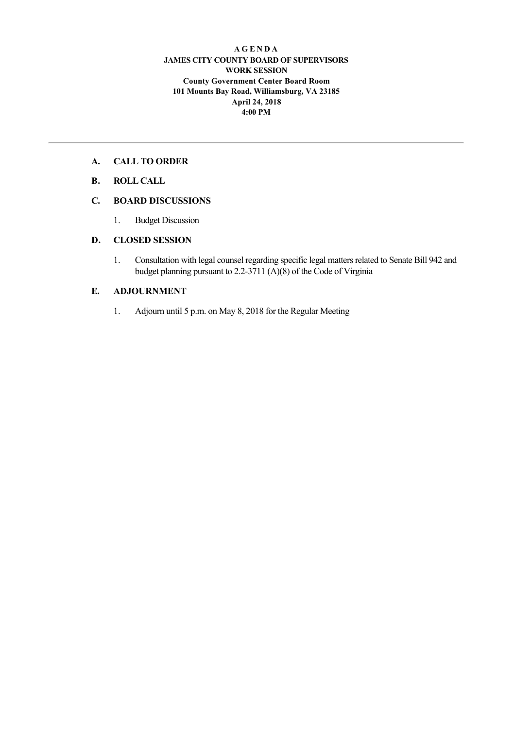# A G E N D A
## JAMES CITY COUNTY BOARD OF SUPERVISORS
## WORK SESSION

**County Government Center Board Room**
**101 Mounts Bay Road, Williamsburg, VA 23185**
**April 24, 2018**
**4:00 PM**

---

**A. CALL TO ORDER**

**B. ROLL CALL**

**C. BOARD DISCUSSIONS**

1. Budget Discussion

**D. CLOSED SESSION**

1. Consultation with legal counsel regarding specific legal matters related to Senate Bill 942 and budget planning pursuant to 2.2-3711 (A)(8) of the Code of Virginia

**E. ADJOURNMENT**

1. Adjourn until 5 p.m. on May 8, 2018 for the Regular Meeting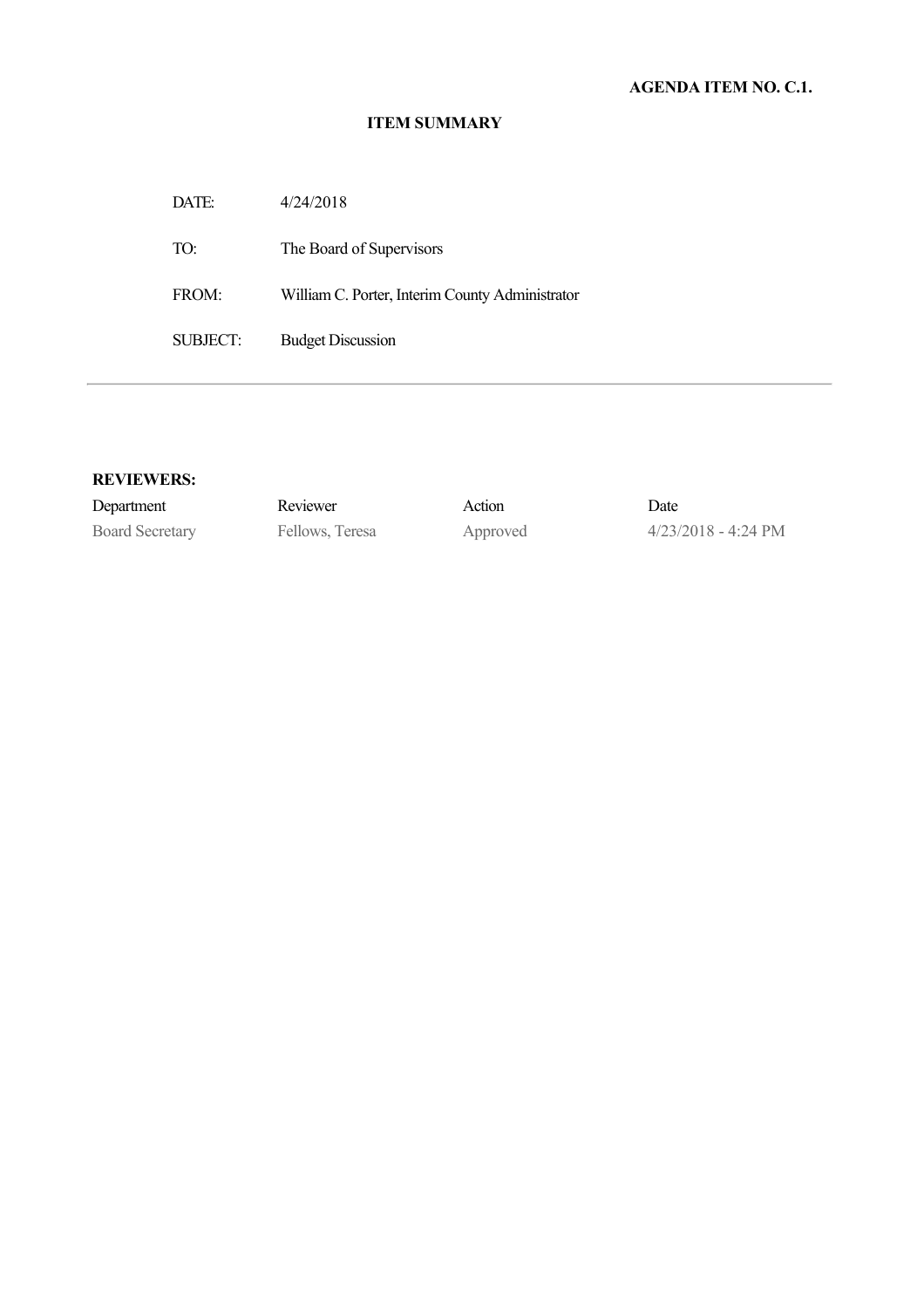**AGENDA ITEM NO. C.1.**

**ITEM SUMMARY**

| | |
|---|---|
| DATE: | 4/24/2018 |
| TO: | The Board of Supervisors |
| FROM: | William C. Porter, Interim County Administrator |
| SUBJECT: | Budget Discussion |

---

**REVIEWERS:**

| Department | Reviewer | Action | Date |
|---|---|---|---|
| Board Secretary | Fellows, Teresa | Approved | 4/23/2018 - 4:24 PM |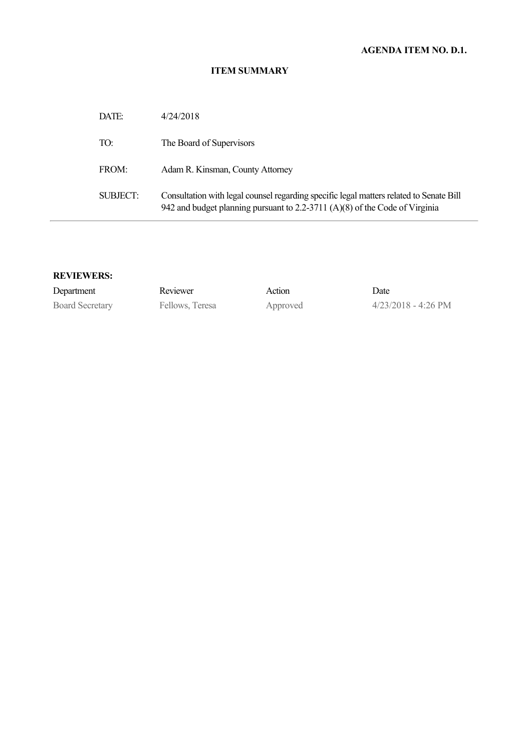**AGENDA ITEM NO. D.1.**

## ITEM SUMMARY

| | |
|---|---|
| DATE: | 4/24/2018 |
| TO: | The Board of Supervisors |
| FROM: | Adam R. Kinsman, County Attorney |
| SUBJECT: | Consultation with legal counsel regarding specific legal matters related to Senate Bill 942 and budget planning pursuant to 2.2-3711 (A)(8) of the Code of Virginia |

**REVIEWERS:**

| Department | Reviewer | Action | Date |
|---|---|---|---|
| Board Secretary | Fellows, Teresa | Approved | 4/23/2018 - 4:26 PM |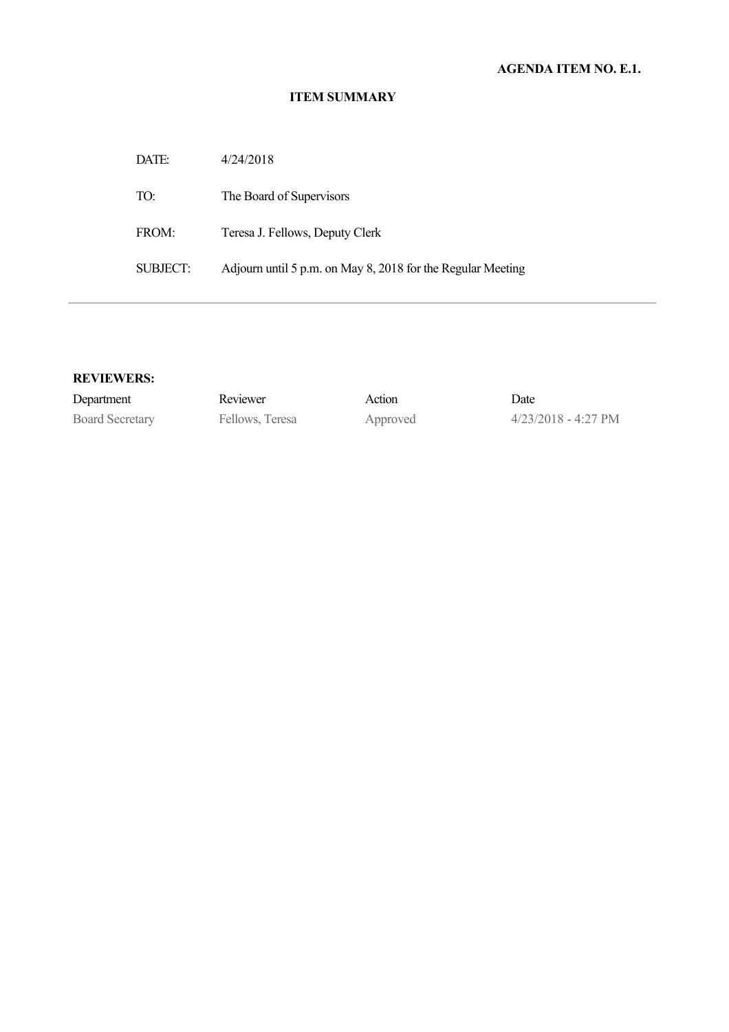**AGENDA ITEM NO. E.1.**

# ITEM SUMMARY

| | |
|---|---|
| DATE: | 4/24/2018 |
| TO: | The Board of Supervisors |
| FROM: | Teresa J. Fellows, Deputy Clerk |
| SUBJECT: | Adjourn until 5 p.m. on May 8, 2018 for the Regular Meeting |

---

**REVIEWERS:**

| Department | Reviewer | Action | Date |
|---|---|---|---|
| Board Secretary | Fellows, Teresa | Approved | 4/23/2018 - 4:27 PM |